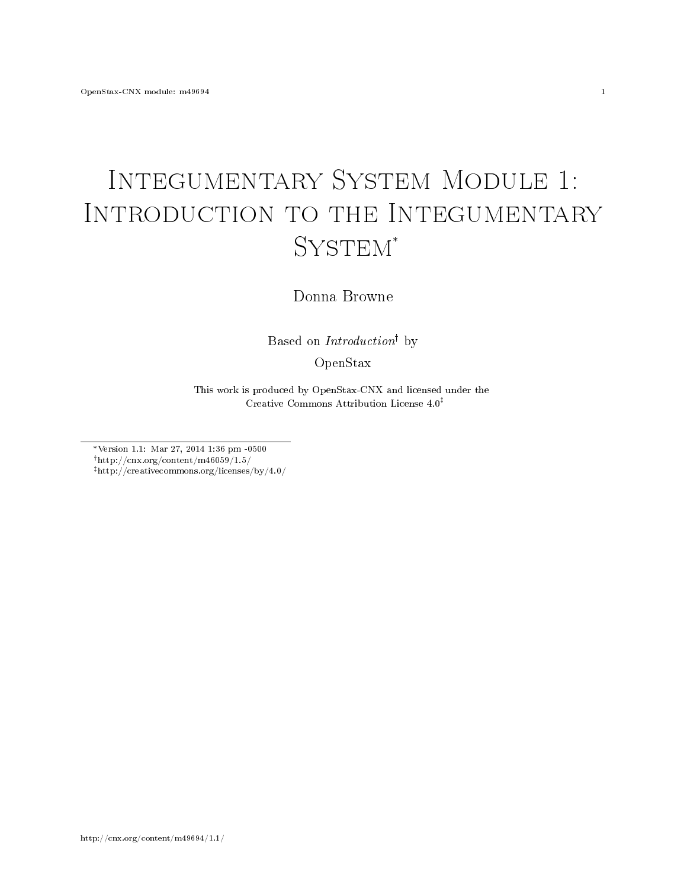# Integumentary System Module 1: Introduction to the Integumentary System*

Donna Browne

Based on *Introduction*† by

OpenStax

This work is produced by OpenStax-CNX and licensed under the Creative Commons Attribution License 4.0‡

*Version 1.1: Mar 27, 2014 1:36 pm -0500

†http://cnx.org/content/m46059/1.5/

‡http://creativecommons.org/licenses/by/4.0/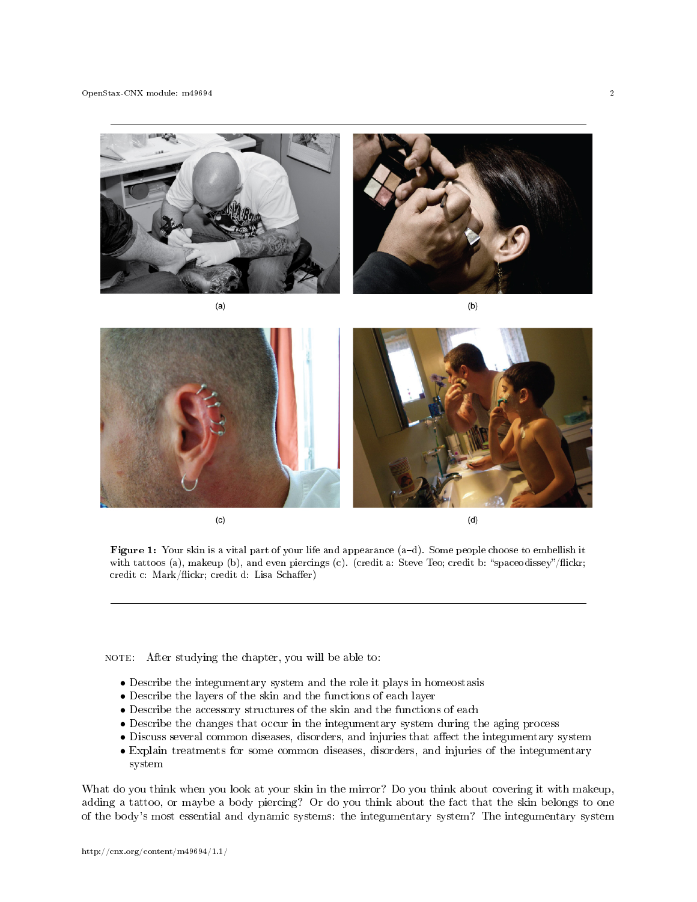(a) (b)

(c) (d)

**Figure 1:** Your skin is a vital part of your life and appearance (a–d). Some people choose to embellish it with tattoos (a), makeup (b), and even piercings (c). (credit a: Steve Teo; credit b: "spaceodissey"/flickr; credit c: Mark/flickr; credit d: Lisa Schaffer)

NOTE: After studying the chapter, you will be able to:

- Describe the integumentary system and the role it plays in homeostasis
- Describe the layers of the skin and the functions of each layer
- Describe the accessory structures of the skin and the functions of each
- Describe the changes that occur in the integumentary system during the aging process
- Discuss several common diseases, disorders, and injuries that affect the integumentary system
- Explain treatments for some common diseases, disorders, and injuries of the integumentary system

What do you think when you look at your skin in the mirror? Do you think about covering it with makeup, adding a tattoo, or maybe a body piercing? Or do you think about the fact that the skin belongs to one of the body's most essential and dynamic systems: the integumentary system? The integumentary system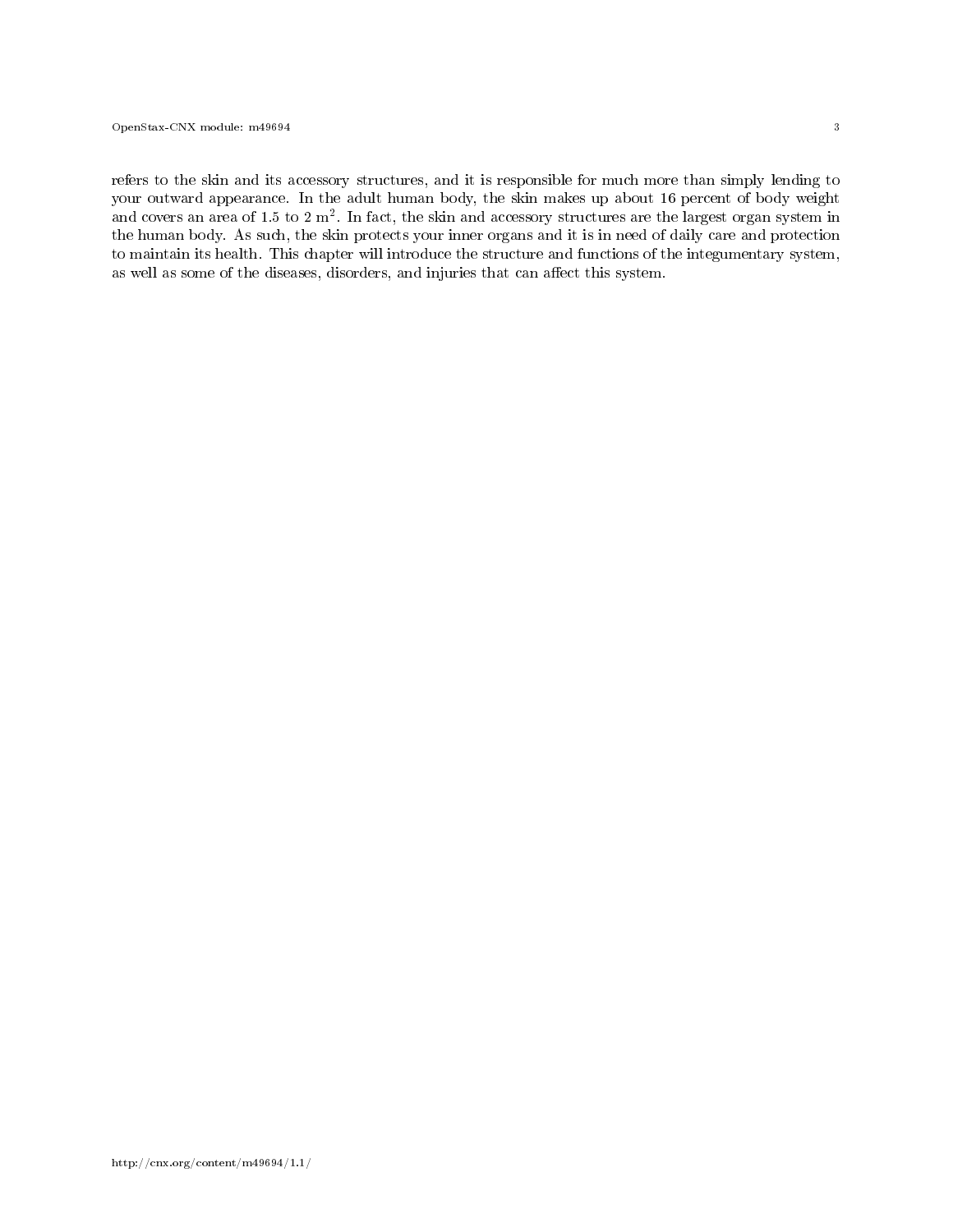refers to the skin and its accessory structures, and it is responsible for much more than simply lending to your outward appearance. In the adult human body, the skin makes up about 16 percent of body weight and covers an area of 1.5 to 2 $m^2$. In fact, the skin and accessory structures are the largest organ system in the human body. As such, the skin protects your inner organs and it is in need of daily care and protection to maintain its health. This chapter will introduce the structure and functions of the integumentary system, as well as some of the diseases, disorders, and injuries that can affect this system.